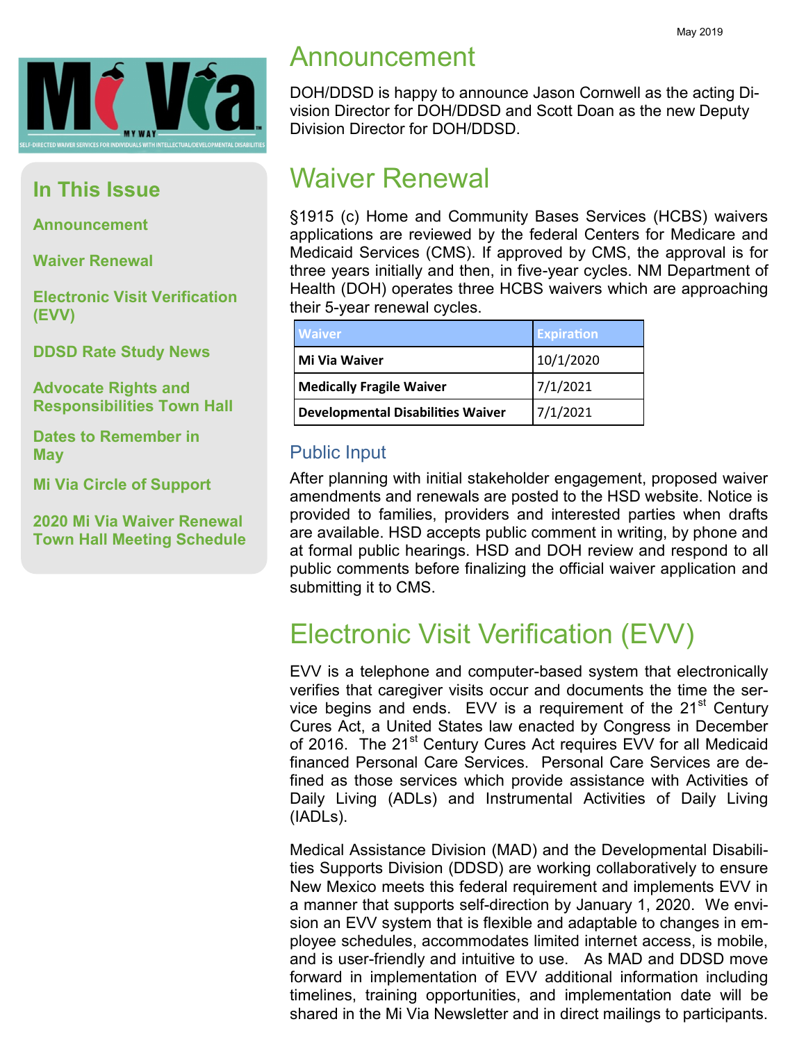May 2019

Mi Via MY WAY™ SELF-DIRECTED WAIVER SERVICES FOR INDIVIDUALS WITH INTELLECTUAL/DEVELOPMENTAL DISABILITIES

## In This Issue

- Announcement
- Waiver Renewal
- Electronic Visit Verification (EVV)
- DDSD Rate Study News
- Advocate Rights and Responsibilities Town Hall
- Dates to Remember in May
- Mi Via Circle of Support
- 2020 Mi Via Waiver Renewal Town Hall Meeting Schedule

# Announcement

DOH/DDSD is happy to announce Jason Cornwell as the acting Division Director for DOH/DDSD and Scott Doan as the new Deputy Division Director for DOH/DDSD.

# Waiver Renewal

§1915 (c) Home and Community Bases Services (HCBS) waivers applications are reviewed by the federal Centers for Medicare and Medicaid Services (CMS). If approved by CMS, the approval is for three years initially and then, in five-year cycles. NM Department of Health (DOH) operates three HCBS waivers which are approaching their 5-year renewal cycles.

| Waiver | Expiration |
|---|---|
| **Mi Via Waiver** | 10/1/2020 |
| **Medically Fragile Waiver** | 7/1/2021 |
| **Developmental Disabilities Waiver** | 7/1/2021 |

## Public Input

After planning with initial stakeholder engagement, proposed waiver amendments and renewals are posted to the HSD website. Notice is provided to families, providers and interested parties when drafts are available. HSD accepts public comment in writing, by phone and at formal public hearings. HSD and DOH review and respond to all public comments before finalizing the official waiver application and submitting it to CMS.

# Electronic Visit Verification (EVV)

EVV is a telephone and computer-based system that electronically verifies that caregiver visits occur and documents the time the service begins and ends. EVV is a requirement of the 21st Century Cures Act, a United States law enacted by Congress in December of 2016. The 21st Century Cures Act requires EVV for all Medicaid financed Personal Care Services. Personal Care Services are defined as those services which provide assistance with Activities of Daily Living (ADLs) and Instrumental Activities of Daily Living (IADLs).

Medical Assistance Division (MAD) and the Developmental Disabilities Supports Division (DDSD) are working collaboratively to ensure New Mexico meets this federal requirement and implements EVV in a manner that supports self-direction by January 1, 2020. We envision an EVV system that is flexible and adaptable to changes in employee schedules, accommodates limited internet access, is mobile, and is user-friendly and intuitive to use. As MAD and DDSD move forward in implementation of EVV additional information including timelines, training opportunities, and implementation date will be shared in the Mi Via Newsletter and in direct mailings to participants.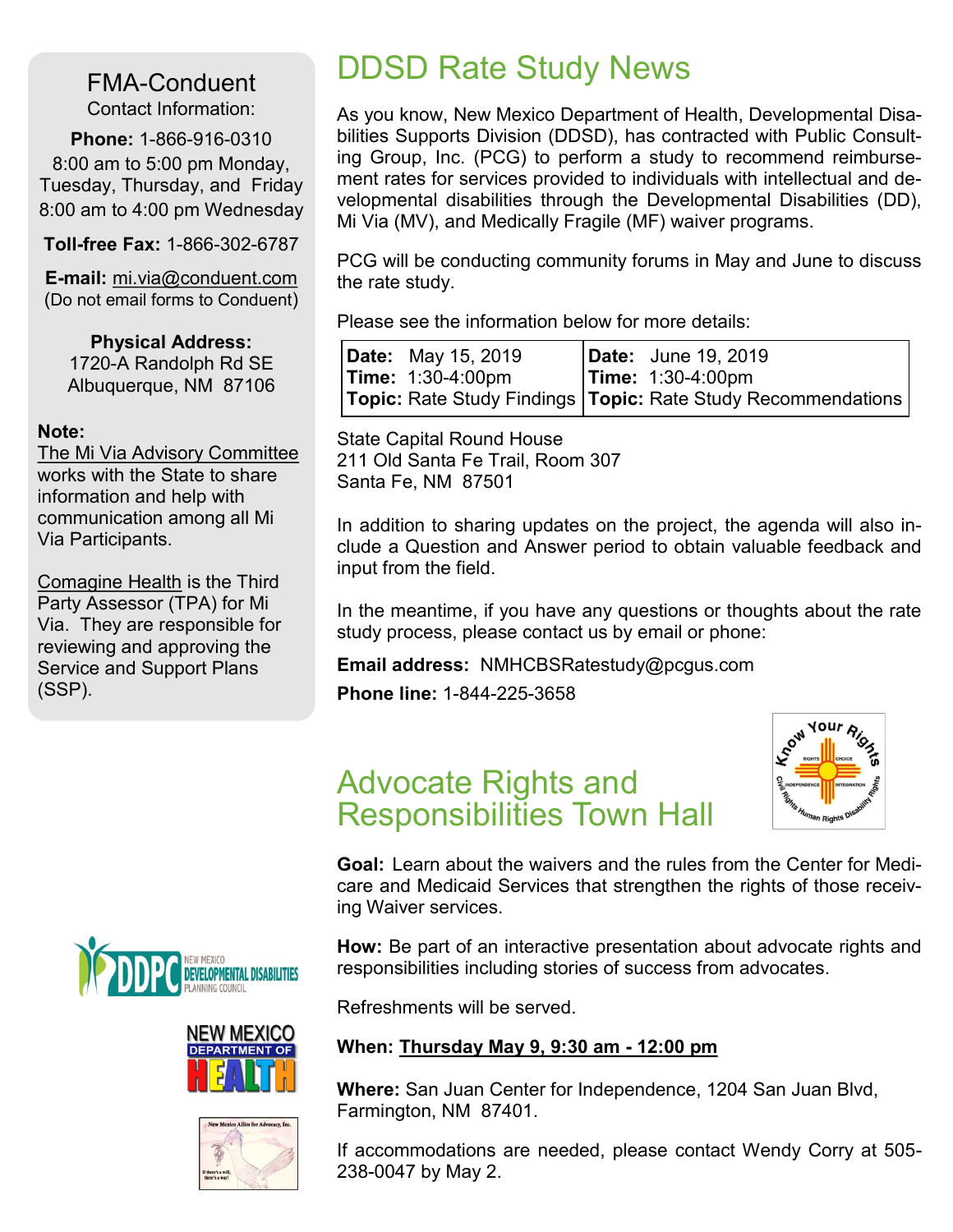## FMA-Conduent

Contact Information:

**Phone:** 1-866-916-0310

8:00 am to 5:00 pm Monday, Tuesday, Thursday, and Friday

8:00 am to 4:00 pm Wednesday

**Toll-free Fax:** 1-866-302-6787

**E-mail:** mi.via@conduent.com

(Do not email forms to Conduent)

**Physical Address:**

1720-A Randolph Rd SE

Albuquerque, NM 87106

**Note:**

The Mi Via Advisory Committee works with the State to share information and help with communication among all Mi Via Participants.

Comagine Health is the Third Party Assessor (TPA) for Mi Via. They are responsible for reviewing and approving the Service and Support Plans (SSP).

# DDSD Rate Study News

As you know, New Mexico Department of Health, Developmental Disabilities Supports Division (DDSD), has contracted with Public Consulting Group, Inc. (PCG) to perform a study to recommend reimbursement rates for services provided to individuals with intellectual and developmental disabilities through the Developmental Disabilities (DD), Mi Via (MV), and Medically Fragile (MF) waiver programs.

PCG will be conducting community forums in May and June to discuss the rate study.

Please see the information below for more details:

| **Date:** May 15, 2019 | **Date:** June 19, 2019 |
|---|---|
| **Time:** 1:30-4:00pm | **Time:** 1:30-4:00pm |
| **Topic:** Rate Study Findings | **Topic:** Rate Study Recommendations |

State Capital Round House
211 Old Santa Fe Trail, Room 307
Santa Fe, NM 87501

In addition to sharing updates on the project, the agenda will also include a Question and Answer period to obtain valuable feedback and input from the field.

In the meantime, if you have any questions or thoughts about the rate study process, please contact us by email or phone:

**Email address:** NMHCBSRatestudy@pcgus.com

**Phone line:** 1-844-225-3658

# Advocate Rights and Responsibilities Town Hall

**Goal:** Learn about the waivers and the rules from the Center for Medicare and Medicaid Services that strengthen the rights of those receiving Waiver services.

**How:** Be part of an interactive presentation about advocate rights and responsibilities including stories of success from advocates.

Refreshments will be served.

**When: Thursday May 9, 9:30 am - 12:00 pm**

**Where:** San Juan Center for Independence, 1204 San Juan Blvd, Farmington, NM 87401.

If accommodations are needed, please contact Wendy Corry at 505-238-0047 by May 2.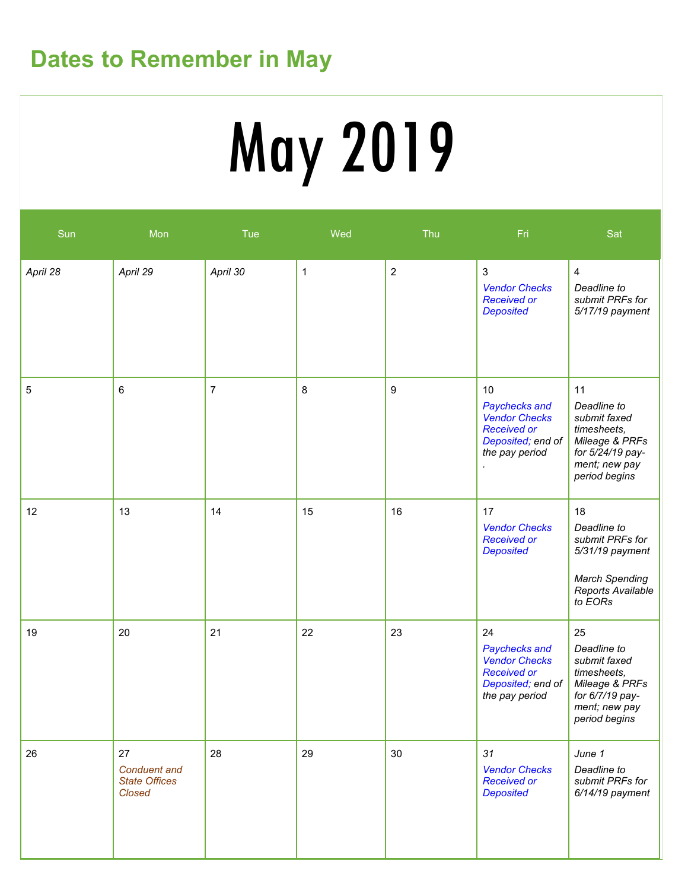# Dates to Remember in May

## May 2019

| Sun | Mon | Tue | Wed | Thu | Fri | Sat |
|---|---|---|---|---|---|---|
| *April 28* | *April 29* | *April 30* | 1 | 2 | 3 *Vendor Checks Received or Deposited* | 4 *Deadline to submit PRFs for 5/17/19 payment* |
| 5 | 6 | 7 | 8 | 9 | 10 *Paychecks and Vendor Checks Received or Deposited; end of the pay period* . | 11 *Deadline to submit faxed timesheets, Mileage & PRFs for 5/24/19 payment; new pay period begins* |
| 12 | 13 | 14 | 15 | 16 | 17 *Vendor Checks Received or Deposited* | 18 *Deadline to submit PRFs for 5/31/19 payment* *March Spending Reports Available to EORs* |
| 19 | 20 | 21 | 22 | 23 | 24 *Paychecks and Vendor Checks Received or Deposited; end of the pay period* | 25 *Deadline to submit faxed timesheets, Mileage & PRFs for 6/7/19 payment; new pay period begins* |
| 26 | 27 *Conduent and State Offices Closed* | 28 | 29 | 30 | *31* *Vendor Checks Received or Deposited* | *June 1* *Deadline to submit PRFs for 6/14/19 payment* |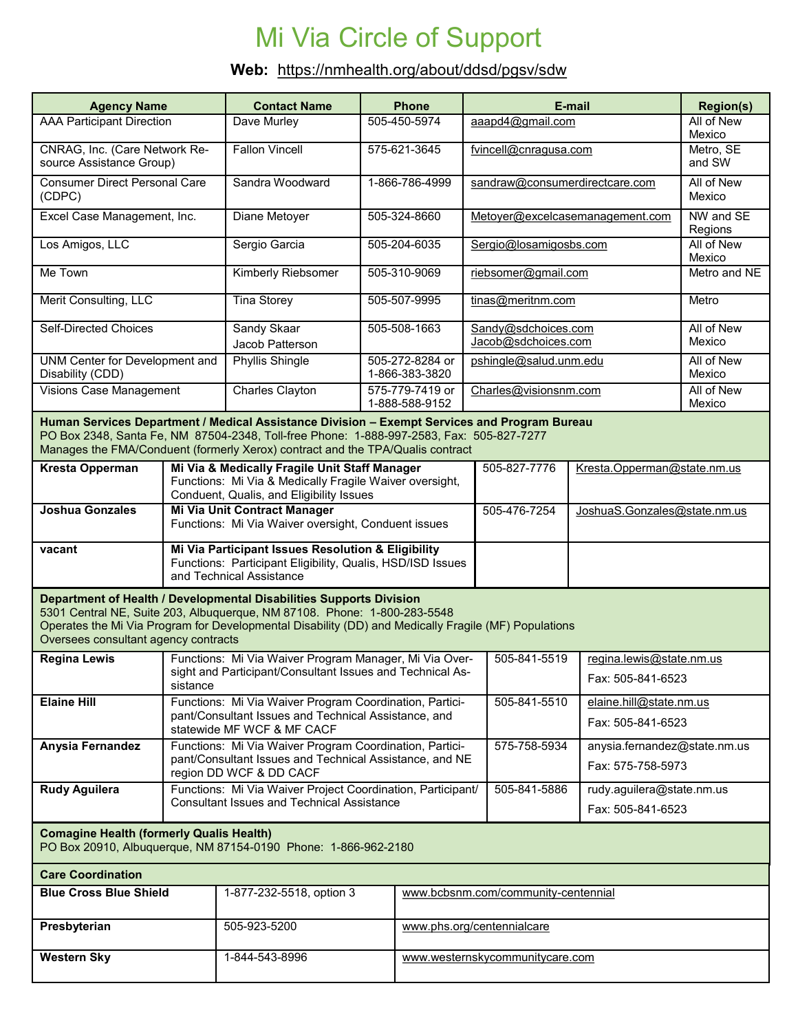# Mi Via Circle of Support

**Web:** https://nmhealth.org/about/ddsd/pgsv/sdw

| Agency Name | Contact Name | Phone | E-mail | Region(s) |
|---|---|---|---|---|
| AAA Participant Direction | Dave Murley | 505-450-5974 | aaapd4@gmail.com | All of New Mexico |
| CNRAG, Inc. (Care Network Resource Assistance Group) | Fallon Vincell | 575-621-3645 | fvincell@cnragusa.com | Metro, SE and SW |
| Consumer Direct Personal Care (CDPC) | Sandra Woodward | 1-866-786-4999 | sandraw@consumerdirectcare.com | All of New Mexico |
| Excel Case Management, Inc. | Diane Metoyer | 505-324-8660 | Metoyer@excelcasemanagement.com | NW and SE Regions |
| Los Amigos, LLC | Sergio Garcia | 505-204-6035 | Sergio@losamigosbs.com | All of New Mexico |
| Me Town | Kimberly Riebsomer | 505-310-9069 | riebsomer@gmail.com | Metro and NE |
| Merit Consulting, LLC | Tina Storey | 505-507-9995 | tinas@meritnm.com | Metro |
| Self-Directed Choices | Sandy Skaar<br>Jacob Patterson | 505-508-1663 | Sandy@sdchoices.com<br>Jacob@sdchoices.com | All of New Mexico |
| UNM Center for Development and Disability (CDD) | Phyllis Shingle | 505-272-8284 or 1-866-383-3820 | pshingle@salud.unm.edu | All of New Mexico |
| Visions Case Management | Charles Clayton | 575-779-7419 or 1-888-588-9152 | Charles@visionsnm.com | All of New Mexico |

**Human Services Department / Medical Assistance Division – Exempt Services and Program Bureau**
PO Box 2348, Santa Fe, NM 87504-2348, Toll-free Phone: 1-888-997-2583, Fax: 505-827-7277
Manages the FMA/Conduent (formerly Xerox) contract and the TPA/Qualis contract

| Name | Title / Functions | Phone | E-mail |
|---|---|---|---|
| **Kresta Opperman** | **Mi Via & Medically Fragile Unit Staff Manager**<br>Functions: Mi Via & Medically Fragile Waiver oversight, Conduent, Qualis, and Eligibility Issues | 505-827-7776 | Kresta.Opperman@state.nm.us |
| **Joshua Gonzales** | **Mi Via Unit Contract Manager**<br>Functions: Mi Via Waiver oversight, Conduent issues | 505-476-7254 | JoshuaS.Gonzales@state.nm.us |
| **vacant** | **Mi Via Participant Issues Resolution & Eligibility**<br>Functions: Participant Eligibility, Qualis, HSD/ISD Issues and Technical Assistance | | |

**Department of Health / Developmental Disabilities Supports Division**
5301 Central NE, Suite 203, Albuquerque, NM 87108. Phone: 1-800-283-5548
Operates the Mi Via Program for Developmental Disability (DD) and Medically Fragile (MF) Populations
Oversees consultant agency contracts

| Name | Functions | Phone | E-mail / Fax |
|---|---|---|---|
| **Regina Lewis** | Functions: Mi Via Waiver Program Manager, Mi Via Oversight and Participant/Consultant Issues and Technical Assistance | 505-841-5519 | regina.lewis@state.nm.us<br>Fax: 505-841-6523 |
| **Elaine Hill** | Functions: Mi Via Waiver Program Coordination, Participant/Consultant Issues and Technical Assistance, and statewide MF WCF & MF CACF | 505-841-5510 | elaine.hill@state.nm.us<br>Fax: 505-841-6523 |
| **Anysia Fernandez** | Functions: Mi Via Waiver Program Coordination, Participant/Consultant Issues and Technical Assistance, and NE region DD WCF & DD CACF | 575-758-5934 | anysia.fernandez@state.nm.us<br>Fax: 575-758-5973 |
| **Rudy Aguilera** | Functions: Mi Via Waiver Project Coordination, Participant/Consultant Issues and Technical Assistance | 505-841-5886 | rudy.aguilera@state.nm.us<br>Fax: 505-841-6523 |

**Comagine Health (formerly Qualis Health)**
PO Box 20910, Albuquerque, NM 87154-0190 Phone: 1-866-962-2180

**Care Coordination**

| Organization | Phone | Website |
|---|---|---|
| **Blue Cross Blue Shield** | 1-877-232-5518, option 3 | www.bcbsnm.com/community-centennial |
| **Presbyterian** | 505-923-5200 | www.phs.org/centennialcare |
| **Western Sky** | 1-844-543-8996 | www.westernskycommunitycare.com |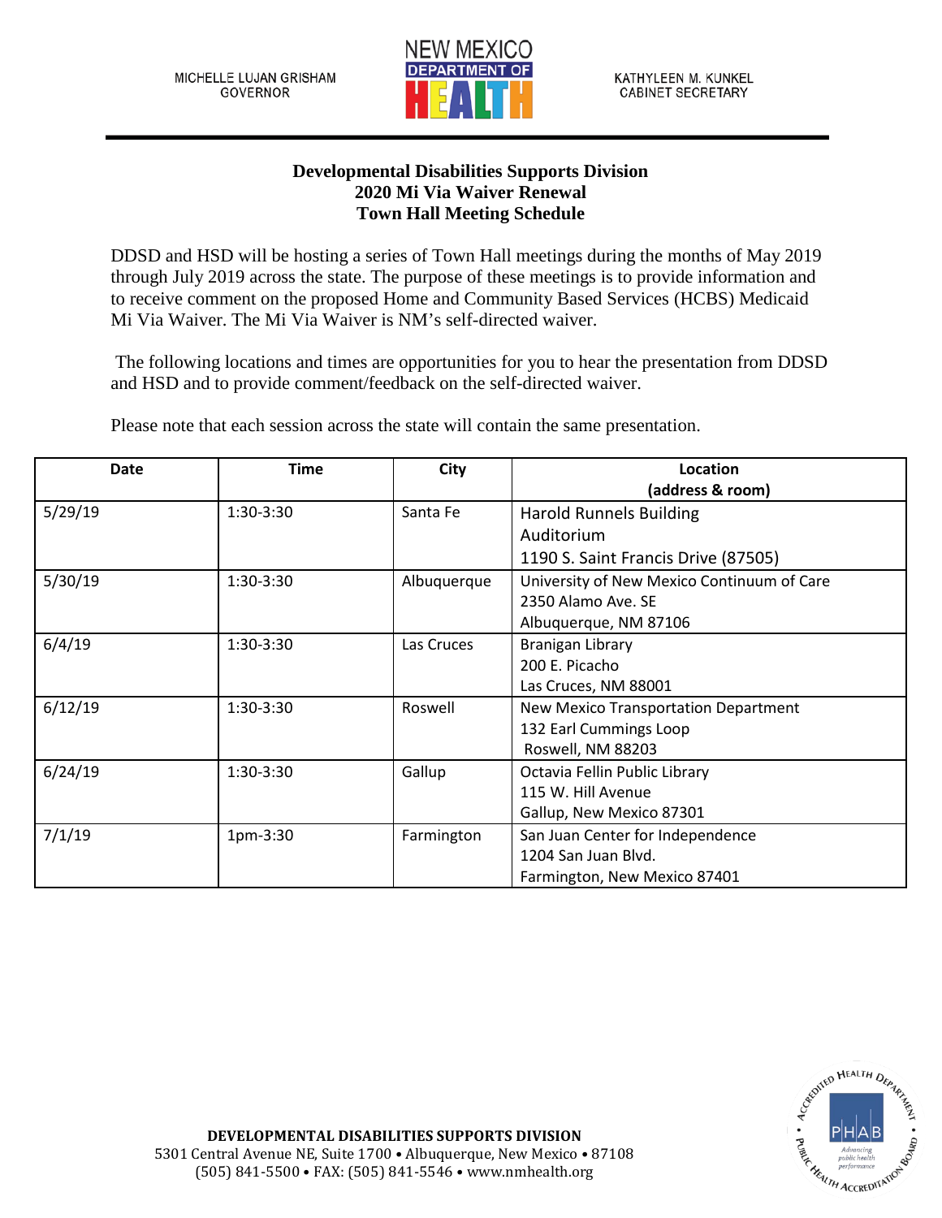MICHELLE LUJAN GRISHAM
GOVERNOR

NEW MEXICO DEPARTMENT OF HEALTH

KATHYLEEN M. KUNKEL
CABINET SECRETARY

**Developmental Disabilities Supports Division**
**2020 Mi Via Waiver Renewal**
**Town Hall Meeting Schedule**

DDSD and HSD will be hosting a series of Town Hall meetings during the months of May 2019 through July 2019 across the state. The purpose of these meetings is to provide information and to receive comment on the proposed Home and Community Based Services (HCBS) Medicaid Mi Via Waiver. The Mi Via Waiver is NM's self-directed waiver.

The following locations and times are opportunities for you to hear the presentation from DDSD and HSD and to provide comment/feedback on the self-directed waiver.

Please note that each session across the state will contain the same presentation.

| Date | Time | City | Location (address & room) |
|---|---|---|---|
| 5/29/19 | 1:30-3:30 | Santa Fe | Harold Runnels Building<br>Auditorium<br>1190 S. Saint Francis Drive (87505) |
| 5/30/19 | 1:30-3:30 | Albuquerque | University of New Mexico Continuum of Care<br>2350 Alamo Ave. SE<br>Albuquerque, NM 87106 |
| 6/4/19 | 1:30-3:30 | Las Cruces | Branigan Library<br>200 E. Picacho<br>Las Cruces, NM 88001 |
| 6/12/19 | 1:30-3:30 | Roswell | New Mexico Transportation Department<br>132 Earl Cummings Loop<br>Roswell, NM 88203 |
| 6/24/19 | 1:30-3:30 | Gallup | Octavia Fellin Public Library<br>115 W. Hill Avenue<br>Gallup, New Mexico 87301 |
| 7/1/19 | 1pm-3:30 | Farmington | San Juan Center for Independence<br>1204 San Juan Blvd.<br>Farmington, New Mexico 87401 |

**DEVELOPMENTAL DISABILITIES SUPPORTS DIVISION**
5301 Central Avenue NE, Suite 1700 • Albuquerque, New Mexico • 87108
(505) 841-5500 • FAX: (505) 841-5546 • www.nmhealth.org